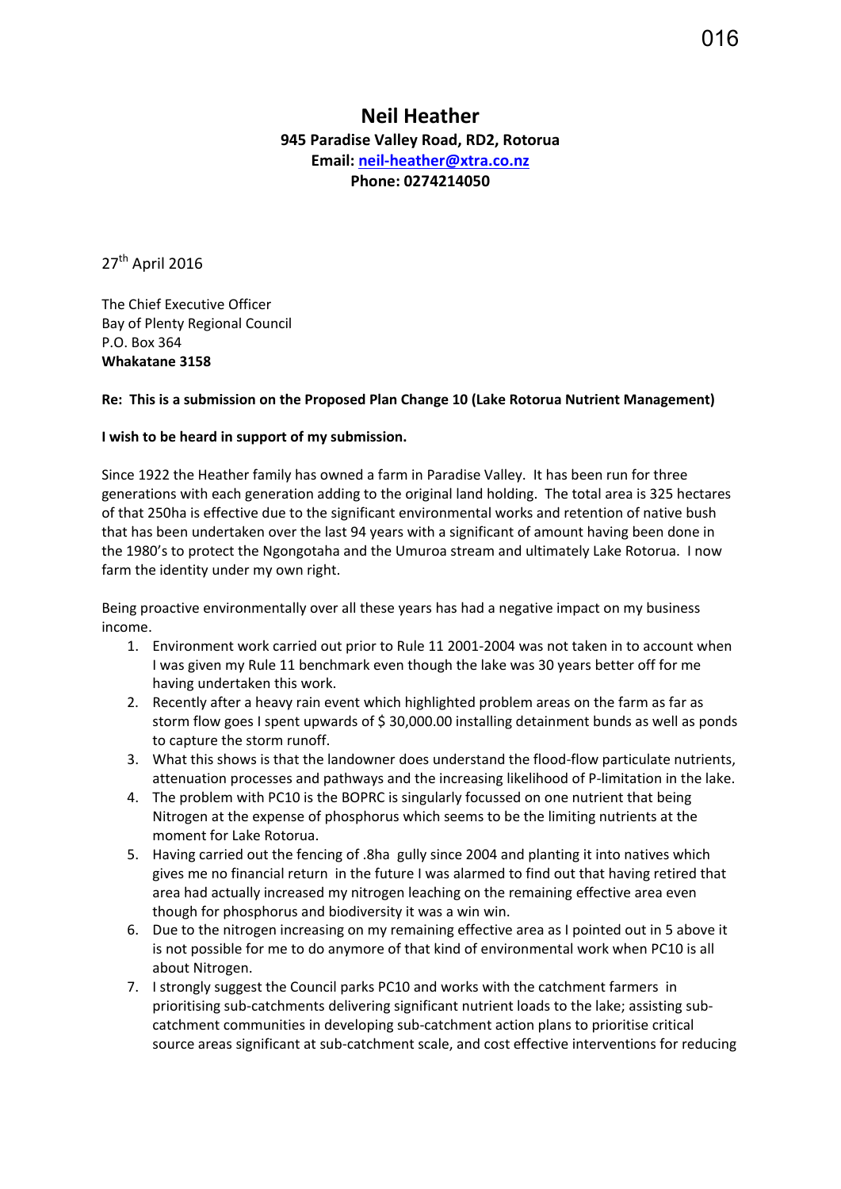# Neil Heather

**945 Paradise Valley Road, RD2, Rotorua**
**Email: [neil-heather@xtra.co.nz](mailto:neil-heather@xtra.co.nz)**
**Phone: 0274214050**

27th April 2016

The Chief Executive Officer
Bay of Plenty Regional Council
P.O. Box 364
**Whakatane 3158**

**Re: This is a submission on the Proposed Plan Change 10 (Lake Rotorua Nutrient Management)**

**I wish to be heard in support of my submission.**

Since 1922 the Heather family has owned a farm in Paradise Valley. It has been run for three generations with each generation adding to the original land holding. The total area is 325 hectares of that 250ha is effective due to the significant environmental works and retention of native bush that has been undertaken over the last 94 years with a significant of amount having been done in the 1980's to protect the Ngongotaha and the Umuroa stream and ultimately Lake Rotorua. I now farm the identity under my own right.

Being proactive environmentally over all these years has had a negative impact on my business income.

1. Environment work carried out prior to Rule 11 2001-2004 was not taken in to account when I was given my Rule 11 benchmark even though the lake was 30 years better off for me having undertaken this work.
2. Recently after a heavy rain event which highlighted problem areas on the farm as far as storm flow goes I spent upwards of $ 30,000.00 installing detainment bunds as well as ponds to capture the storm runoff.
3. What this shows is that the landowner does understand the flood-flow particulate nutrients, attenuation processes and pathways and the increasing likelihood of P-limitation in the lake.
4. The problem with PC10 is the BOPRC is singularly focussed on one nutrient that being Nitrogen at the expense of phosphorus which seems to be the limiting nutrients at the moment for Lake Rotorua.
5. Having carried out the fencing of .8ha gully since 2004 and planting it into natives which gives me no financial return in the future I was alarmed to find out that having retired that area had actually increased my nitrogen leaching on the remaining effective area even though for phosphorus and biodiversity it was a win win.
6. Due to the nitrogen increasing on my remaining effective area as I pointed out in 5 above it is not possible for me to do anymore of that kind of environmental work when PC10 is all about Nitrogen.
7. I strongly suggest the Council parks PC10 and works with the catchment farmers in prioritising sub-catchments delivering significant nutrient loads to the lake; assisting sub-catchment communities in developing sub-catchment action plans to prioritise critical source areas significant at sub-catchment scale, and cost effective interventions for reducing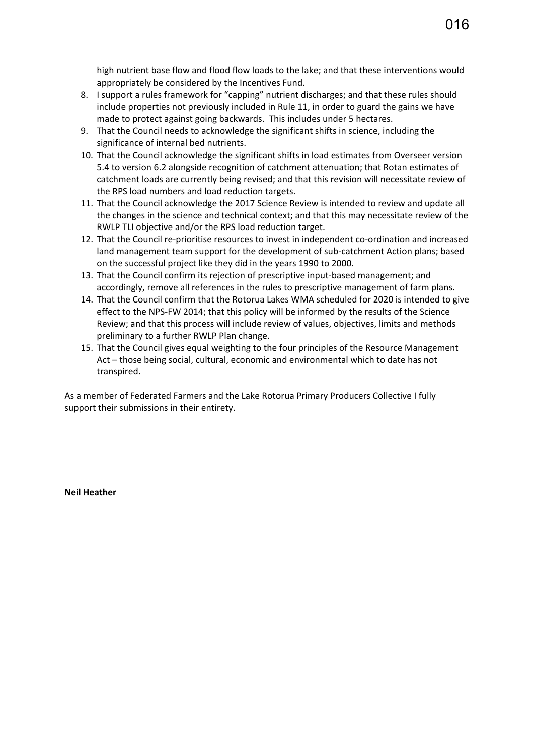high nutrient base flow and flood flow loads to the lake; and that these interventions would appropriately be considered by the Incentives Fund.

8. I support a rules framework for "capping" nutrient discharges; and that these rules should include properties not previously included in Rule 11, in order to guard the gains we have made to protect against going backwards. This includes under 5 hectares.
9. That the Council needs to acknowledge the significant shifts in science, including the significance of internal bed nutrients.
10. That the Council acknowledge the significant shifts in load estimates from Overseer version 5.4 to version 6.2 alongside recognition of catchment attenuation; that Rotan estimates of catchment loads are currently being revised; and that this revision will necessitate review of the RPS load numbers and load reduction targets.
11. That the Council acknowledge the 2017 Science Review is intended to review and update all the changes in the science and technical context; and that this may necessitate review of the RWLP TLI objective and/or the RPS load reduction target.
12. That the Council re-prioritise resources to invest in independent co-ordination and increased land management team support for the development of sub-catchment Action plans; based on the successful project like they did in the years 1990 to 2000.
13. That the Council confirm its rejection of prescriptive input-based management; and accordingly, remove all references in the rules to prescriptive management of farm plans.
14. That the Council confirm that the Rotorua Lakes WMA scheduled for 2020 is intended to give effect to the NPS-FW 2014; that this policy will be informed by the results of the Science Review; and that this process will include review of values, objectives, limits and methods preliminary to a further RWLP Plan change.
15. That the Council gives equal weighting to the four principles of the Resource Management Act – those being social, cultural, economic and environmental which to date has not transpired.

As a member of Federated Farmers and the Lake Rotorua Primary Producers Collective I fully support their submissions in their entirety.

**Neil Heather**